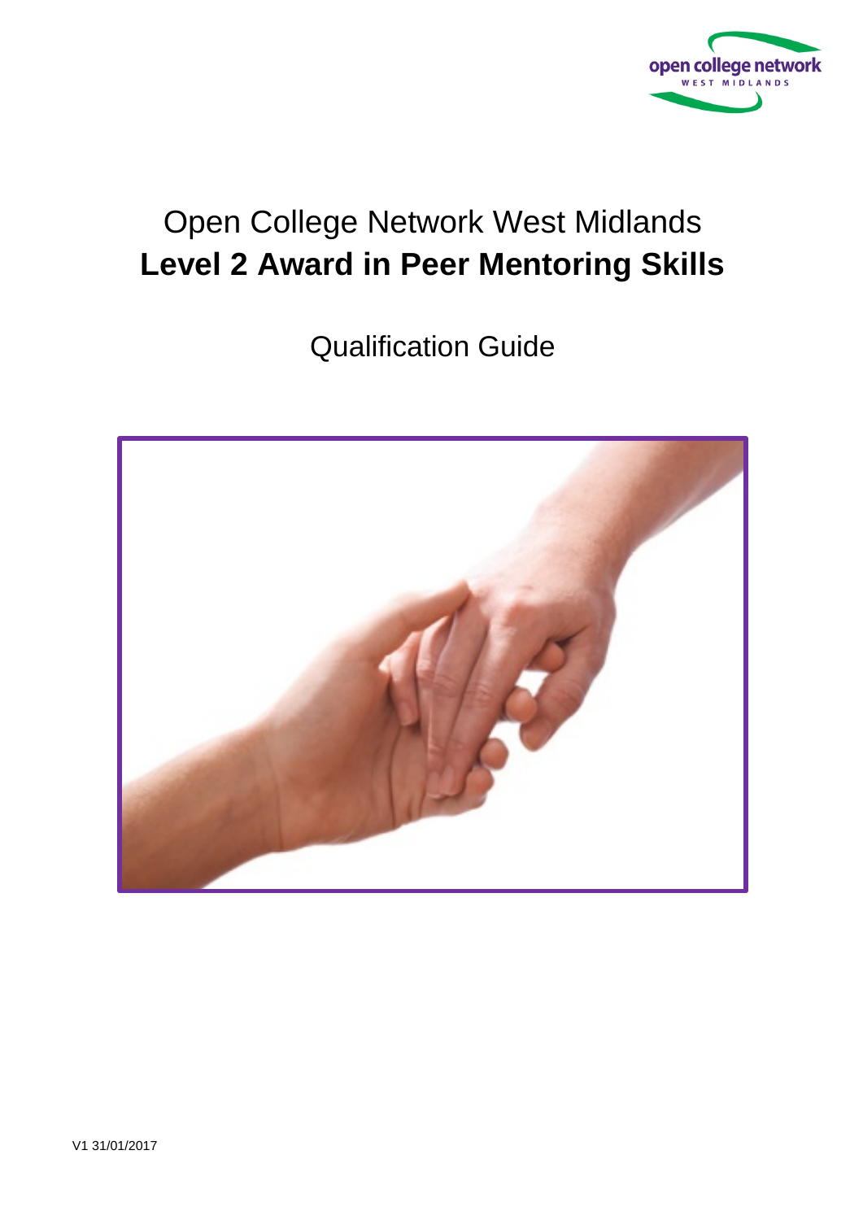Open College Network West Midlands

# Level 2 Award in Peer Mentoring Skills

Qualification Guide

V1 31/01/2017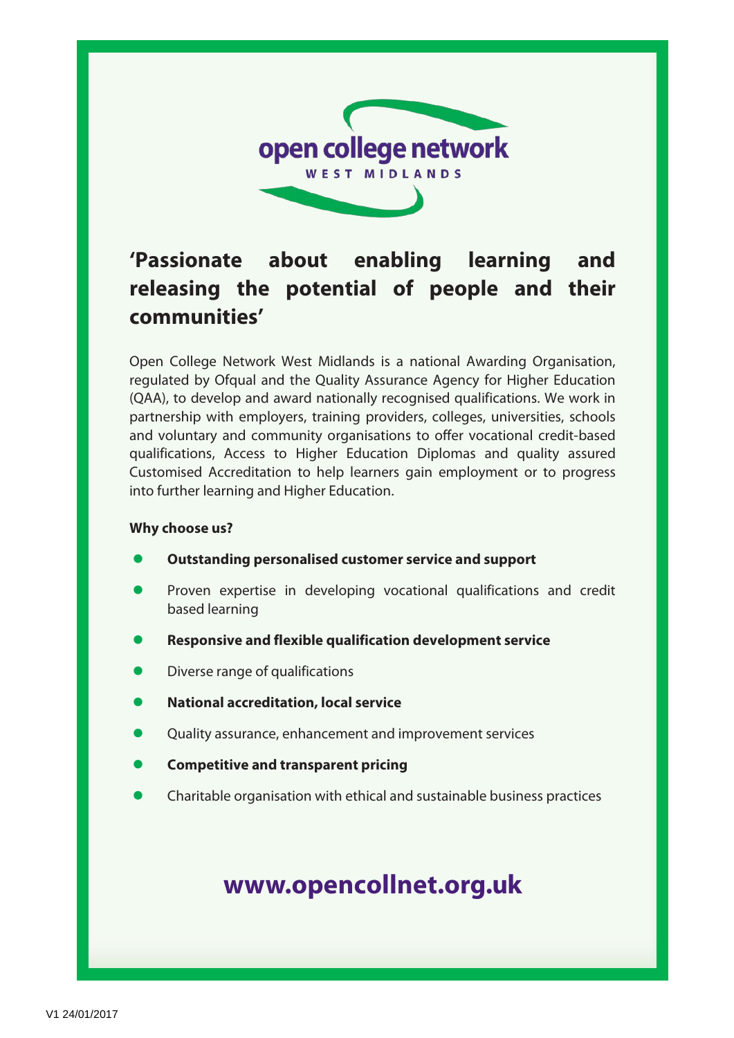open college network

WEST MIDLANDS

## 'Passionate about enabling learning and releasing the potential of people and their communities'

Open College Network West Midlands is a national Awarding Organisation, regulated by Ofqual and the Quality Assurance Agency for Higher Education (QAA), to develop and award nationally recognised qualifications. We work in partnership with employers, training providers, colleges, universities, schools and voluntary and community organisations to offer vocational credit-based qualifications, Access to Higher Education Diplomas and quality assured Customised Accreditation to help learners gain employment or to progress into further learning and Higher Education.

**Why choose us?**

- **Outstanding personalised customer service and support**
- Proven expertise in developing vocational qualifications and credit based learning
- **Responsive and flexible qualification development service**
- Diverse range of qualifications
- **National accreditation, local service**
- Quality assurance, enhancement and improvement services
- **Competitive and transparent pricing**
- Charitable organisation with ethical and sustainable business practices

**www.opencollnet.org.uk**

V1 24/01/2017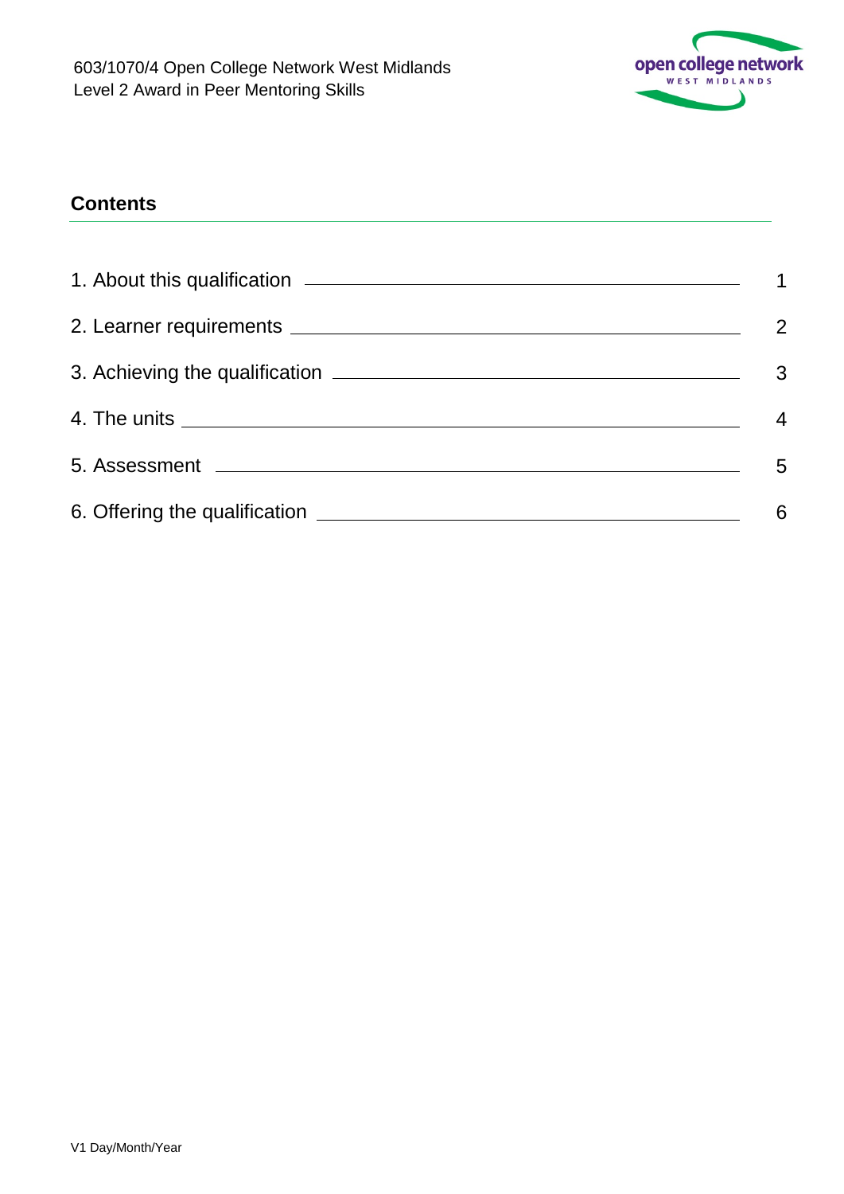## Contents

1. About this qualification — 1
2. Learner requirements — 2
3. Achieving the qualification — 3
4. The units — 4
5. Assessment — 5
6. Offering the qualification — 6

V1 Day/Month/Year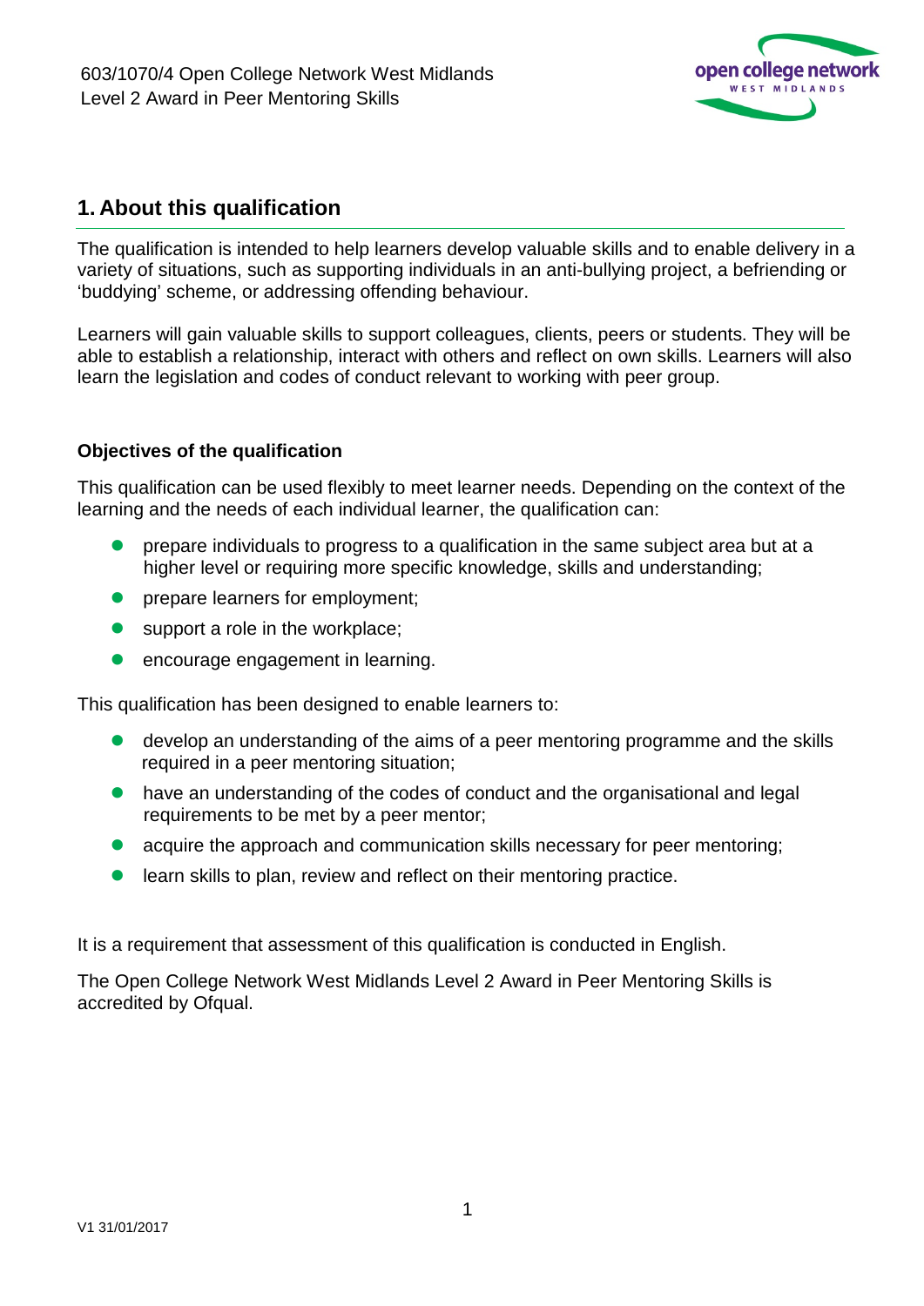## 1. About this qualification

The qualification is intended to help learners develop valuable skills and to enable delivery in a variety of situations, such as supporting individuals in an anti-bullying project, a befriending or 'buddying' scheme, or addressing offending behaviour.

Learners will gain valuable skills to support colleagues, clients, peers or students. They will be able to establish a relationship, interact with others and reflect on own skills. Learners will also learn the legislation and codes of conduct relevant to working with peer group.

### Objectives of the qualification

This qualification can be used flexibly to meet learner needs. Depending on the context of the learning and the needs of each individual learner, the qualification can:

- prepare individuals to progress to a qualification in the same subject area but at a higher level or requiring more specific knowledge, skills and understanding;
- prepare learners for employment;
- support a role in the workplace;
- encourage engagement in learning.

This qualification has been designed to enable learners to:

- develop an understanding of the aims of a peer mentoring programme and the skills required in a peer mentoring situation;
- have an understanding of the codes of conduct and the organisational and legal requirements to be met by a peer mentor;
- acquire the approach and communication skills necessary for peer mentoring;
- learn skills to plan, review and reflect on their mentoring practice.

It is a requirement that assessment of this qualification is conducted in English.

The Open College Network West Midlands Level 2 Award in Peer Mentoring Skills is accredited by Ofqual.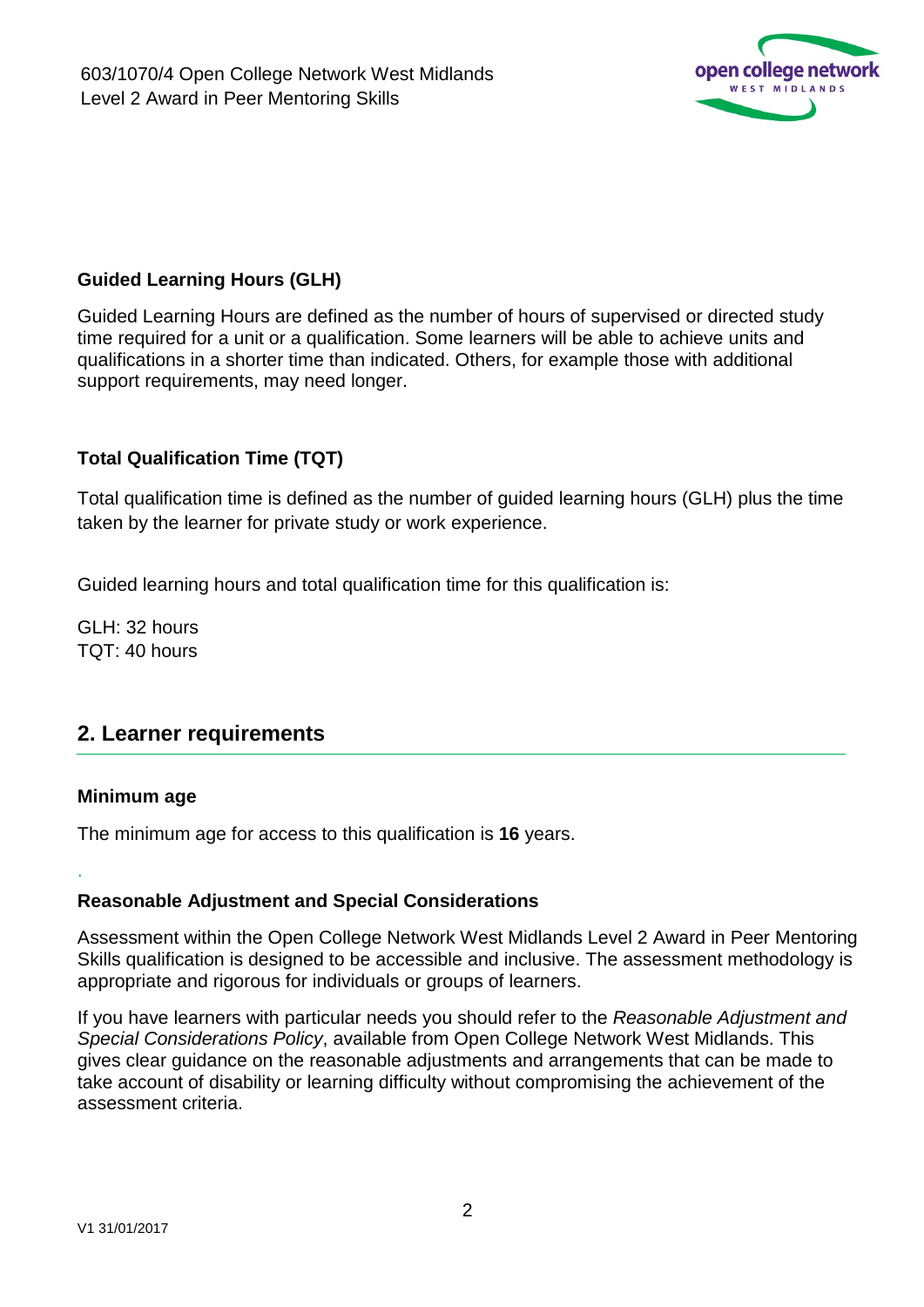### Guided Learning Hours (GLH)

Guided Learning Hours are defined as the number of hours of supervised or directed study time required for a unit or a qualification. Some learners will be able to achieve units and qualifications in a shorter time than indicated. Others, for example those with additional support requirements, may need longer.

### Total Qualification Time (TQT)

Total qualification time is defined as the number of guided learning hours (GLH) plus the time taken by the learner for private study or work experience.

Guided learning hours and total qualification time for this qualification is:

GLH: 32 hours
TQT: 40 hours

## 2. Learner requirements

### Minimum age

The minimum age for access to this qualification is **16** years.

### Reasonable Adjustment and Special Considerations

Assessment within the Open College Network West Midlands Level 2 Award in Peer Mentoring Skills qualification is designed to be accessible and inclusive. The assessment methodology is appropriate and rigorous for individuals or groups of learners.

If you have learners with particular needs you should refer to the *Reasonable Adjustment and Special Considerations Policy*, available from Open College Network West Midlands. This gives clear guidance on the reasonable adjustments and arrangements that can be made to take account of disability or learning difficulty without compromising the achievement of the assessment criteria.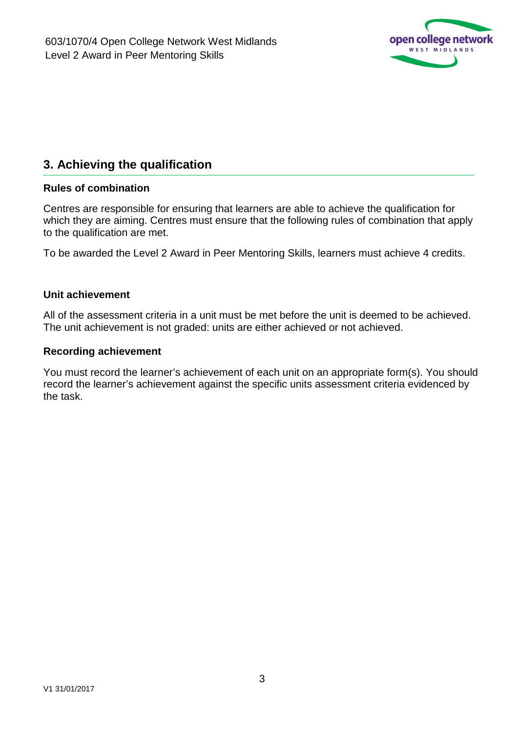## 3. Achieving the qualification

### Rules of combination

Centres are responsible for ensuring that learners are able to achieve the qualification for which they are aiming. Centres must ensure that the following rules of combination that apply to the qualification are met.

To be awarded the Level 2 Award in Peer Mentoring Skills, learners must achieve 4 credits.

### Unit achievement

All of the assessment criteria in a unit must be met before the unit is deemed to be achieved. The unit achievement is not graded: units are either achieved or not achieved.

### Recording achievement

You must record the learner's achievement of each unit on an appropriate form(s). You should record the learner's achievement against the specific units assessment criteria evidenced by the task.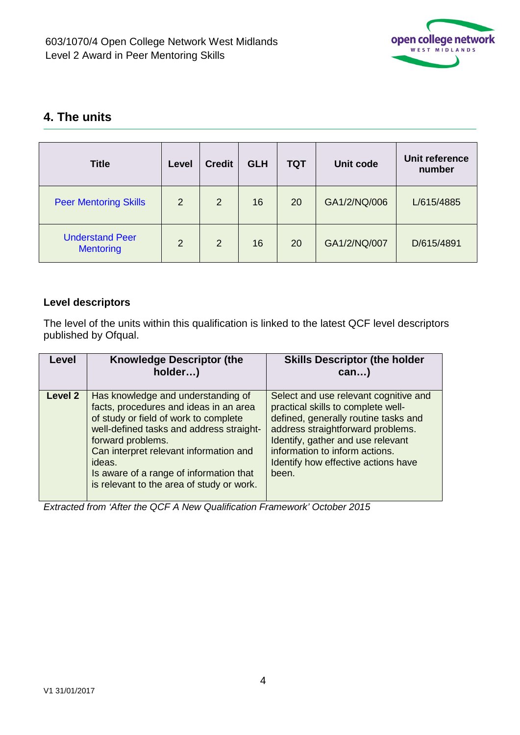## 4. The units

| Title | Level | Credit | GLH | TQT | Unit code | Unit reference number |
|---|---|---|---|---|---|---|
| Peer Mentoring Skills | 2 | 2 | 16 | 20 | GA1/2/NQ/006 | L/615/4885 |
| Understand Peer Mentoring | 2 | 2 | 16 | 20 | GA1/2/NQ/007 | D/615/4891 |

### Level descriptors

The level of the units within this qualification is linked to the latest QCF level descriptors published by Ofqual.

| Level | Knowledge Descriptor (the holder…) | Skills Descriptor (the holder can…) |
|---|---|---|
| **Level 2** | Has knowledge and understanding of facts, procedures and ideas in an area of study or field of work to complete well-defined tasks and address straight-forward problems.<br>Can interpret relevant information and ideas.<br>Is aware of a range of information that is relevant to the area of study or work. | Select and use relevant cognitive and practical skills to complete well-defined, generally routine tasks and address straightforward problems.<br>Identify, gather and use relevant information to inform actions.<br>Identify how effective actions have been. |

*Extracted from 'After the QCF A New Qualification Framework' October 2015*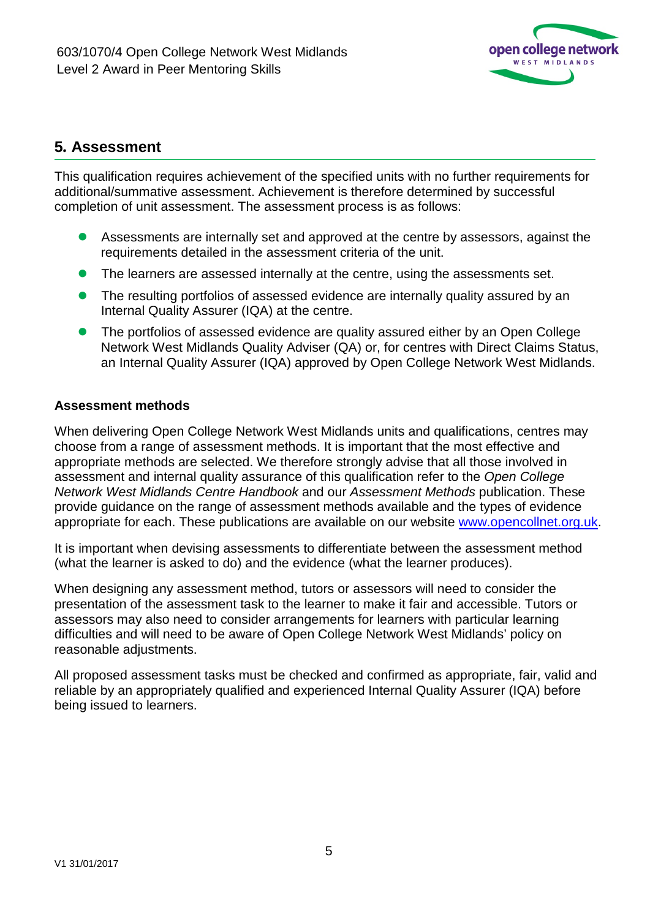## 5. Assessment

This qualification requires achievement of the specified units with no further requirements for additional/summative assessment. Achievement is therefore determined by successful completion of unit assessment. The assessment process is as follows:

- Assessments are internally set and approved at the centre by assessors, against the requirements detailed in the assessment criteria of the unit.
- The learners are assessed internally at the centre, using the assessments set.
- The resulting portfolios of assessed evidence are internally quality assured by an Internal Quality Assurer (IQA) at the centre.
- The portfolios of assessed evidence are quality assured either by an Open College Network West Midlands Quality Adviser (QA) or, for centres with Direct Claims Status, an Internal Quality Assurer (IQA) approved by Open College Network West Midlands.

**Assessment methods**

When delivering Open College Network West Midlands units and qualifications, centres may choose from a range of assessment methods. It is important that the most effective and appropriate methods are selected. We therefore strongly advise that all those involved in assessment and internal quality assurance of this qualification refer to the *Open College Network West Midlands Centre Handbook* and our *Assessment Methods* publication. These provide guidance on the range of assessment methods available and the types of evidence appropriate for each. These publications are available on our website [www.opencollnet.org.uk](http://www.opencollnet.org.uk).

It is important when devising assessments to differentiate between the assessment method (what the learner is asked to do) and the evidence (what the learner produces).

When designing any assessment method, tutors or assessors will need to consider the presentation of the assessment task to the learner to make it fair and accessible. Tutors or assessors may also need to consider arrangements for learners with particular learning difficulties and will need to be aware of Open College Network West Midlands' policy on reasonable adjustments.

All proposed assessment tasks must be checked and confirmed as appropriate, fair, valid and reliable by an appropriately qualified and experienced Internal Quality Assurer (IQA) before being issued to learners.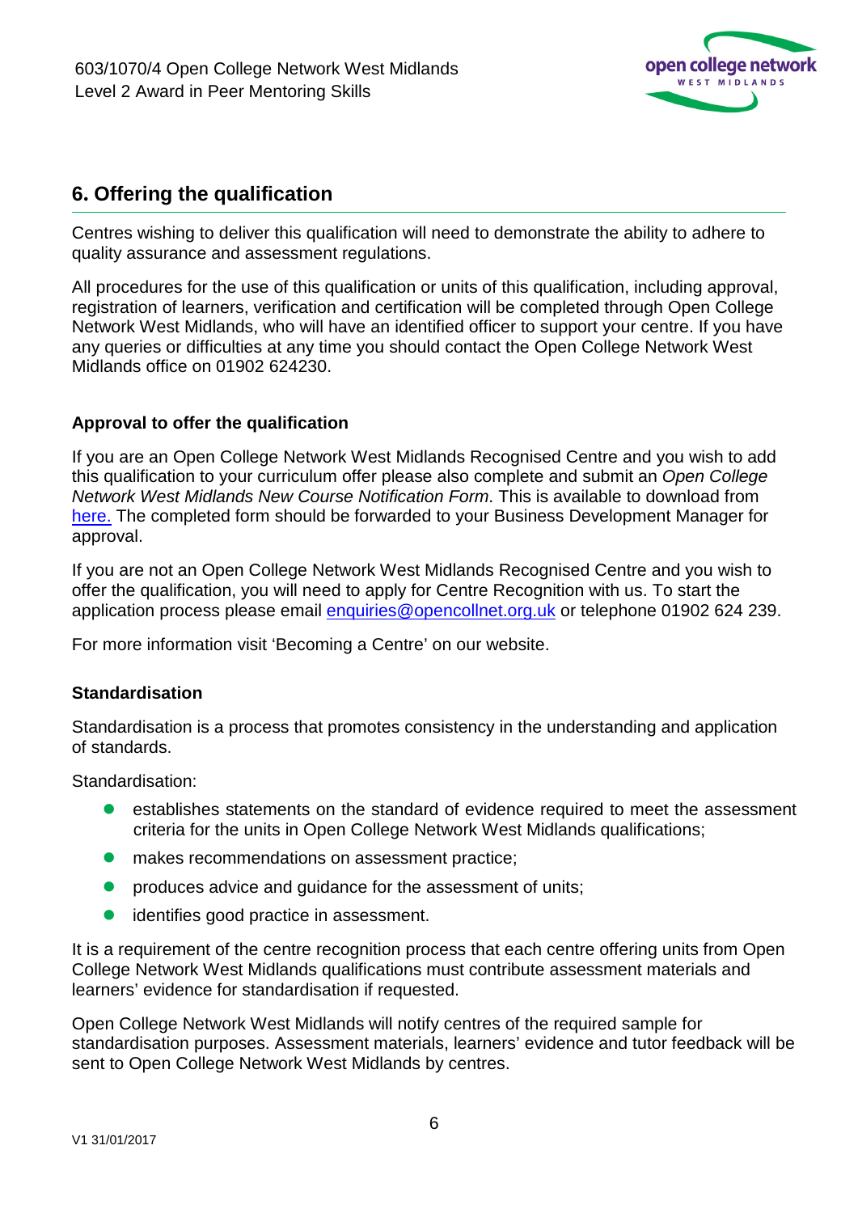## 6. Offering the qualification

Centres wishing to deliver this qualification will need to demonstrate the ability to adhere to quality assurance and assessment regulations.

All procedures for the use of this qualification or units of this qualification, including approval, registration of learners, verification and certification will be completed through Open College Network West Midlands, who will have an identified officer to support your centre. If you have any queries or difficulties at any time you should contact the Open College Network West Midlands office on 01902 624230.

### Approval to offer the qualification

If you are an Open College Network West Midlands Recognised Centre and you wish to add this qualification to your curriculum offer please also complete and submit an *Open College Network West Midlands New Course Notification Form*. This is available to download from here. The completed form should be forwarded to your Business Development Manager for approval.

If you are not an Open College Network West Midlands Recognised Centre and you wish to offer the qualification, you will need to apply for Centre Recognition with us. To start the application process please email enquiries@opencollnet.org.uk or telephone 01902 624 239.

For more information visit 'Becoming a Centre' on our website.

### Standardisation

Standardisation is a process that promotes consistency in the understanding and application of standards.

Standardisation:

- establishes statements on the standard of evidence required to meet the assessment criteria for the units in Open College Network West Midlands qualifications;
- makes recommendations on assessment practice;
- produces advice and guidance for the assessment of units;
- identifies good practice in assessment.

It is a requirement of the centre recognition process that each centre offering units from Open College Network West Midlands qualifications must contribute assessment materials and learners' evidence for standardisation if requested.

Open College Network West Midlands will notify centres of the required sample for standardisation purposes. Assessment materials, learners' evidence and tutor feedback will be sent to Open College Network West Midlands by centres.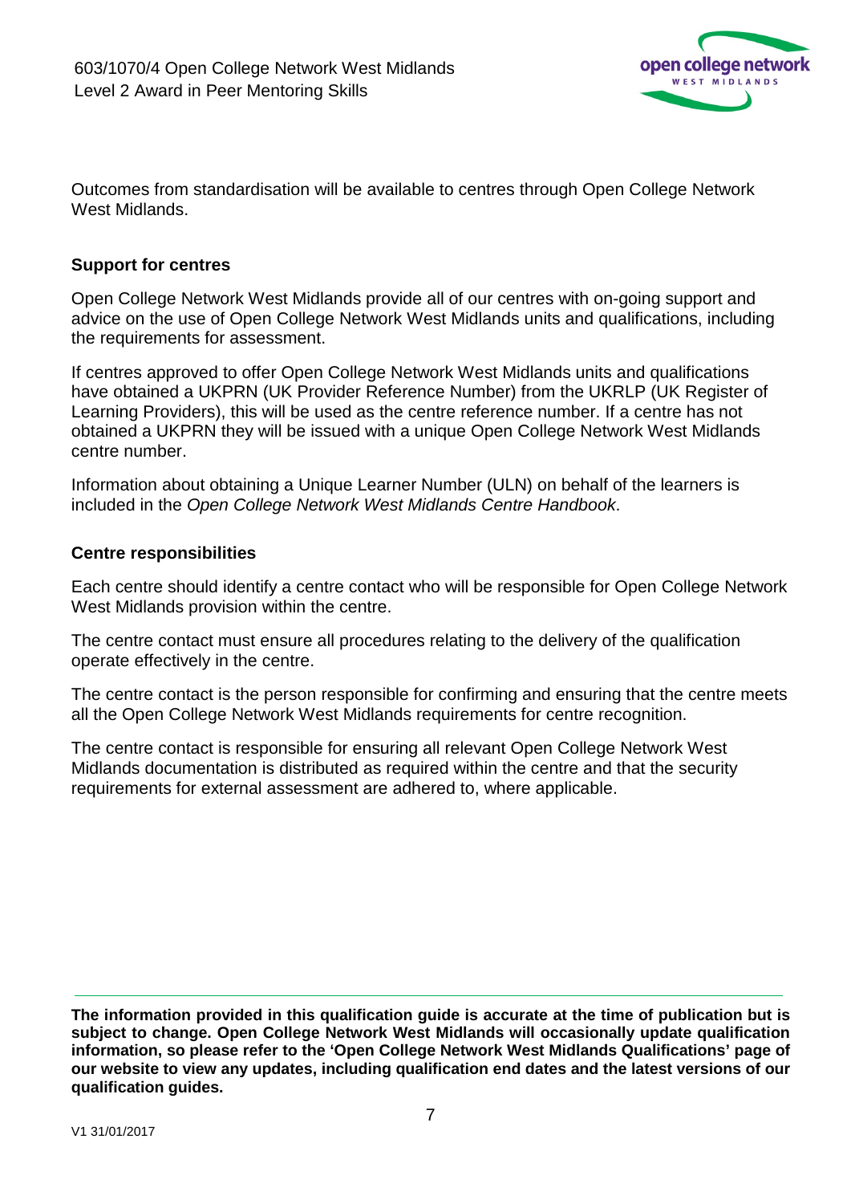Outcomes from standardisation will be available to centres through Open College Network West Midlands.

**Support for centres**

Open College Network West Midlands provide all of our centres with on-going support and advice on the use of Open College Network West Midlands units and qualifications, including the requirements for assessment.

If centres approved to offer Open College Network West Midlands units and qualifications have obtained a UKPRN (UK Provider Reference Number) from the UKRLP (UK Register of Learning Providers), this will be used as the centre reference number. If a centre has not obtained a UKPRN they will be issued with a unique Open College Network West Midlands centre number.

Information about obtaining a Unique Learner Number (ULN) on behalf of the learners is included in the *Open College Network West Midlands Centre Handbook*.

**Centre responsibilities**

Each centre should identify a centre contact who will be responsible for Open College Network West Midlands provision within the centre.

The centre contact must ensure all procedures relating to the delivery of the qualification operate effectively in the centre.

The centre contact is the person responsible for confirming and ensuring that the centre meets all the Open College Network West Midlands requirements for centre recognition.

The centre contact is responsible for ensuring all relevant Open College Network West Midlands documentation is distributed as required within the centre and that the security requirements for external assessment are adhered to, where applicable.

**The information provided in this qualification guide is accurate at the time of publication but is subject to change. Open College Network West Midlands will occasionally update qualification information, so please refer to the 'Open College Network West Midlands Qualifications' page of our website to view any updates, including qualification end dates and the latest versions of our qualification guides.**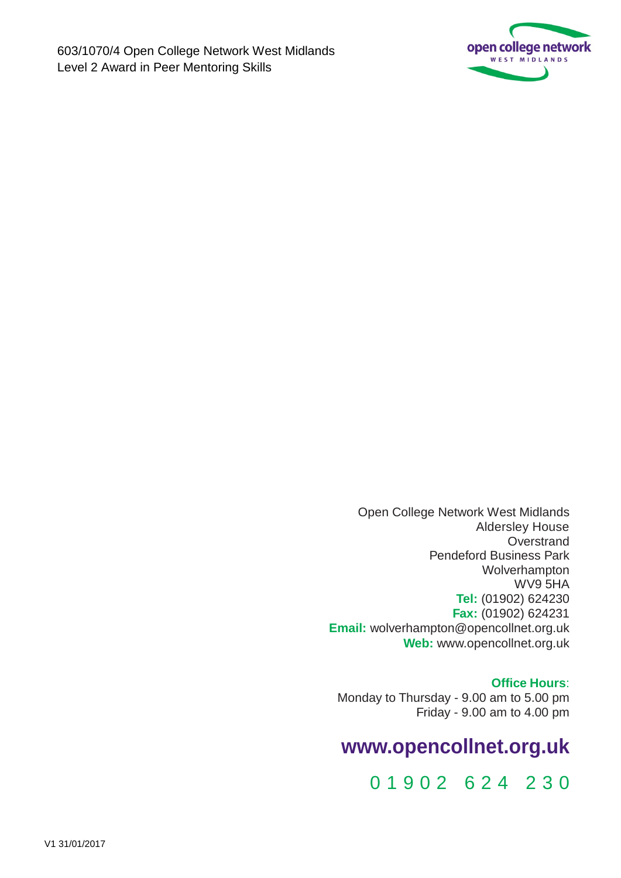603/1070/4 Open College Network West Midlands
Level 2 Award in Peer Mentoring Skills

Open College Network West Midlands
Aldersley House
Overstrand
Pendeford Business Park
Wolverhampton
WV9 5HA
**Tel:** (01902) 624230
**Fax:** (01902) 624231
**Email:** wolverhampton@opencollnet.org.uk
**Web:** www.opencollnet.org.uk

**Office Hours**:
Monday to Thursday - 9.00 am to 5.00 pm
Friday - 9.00 am to 4.00 pm

**www.opencollnet.org.uk**

0 1 9 0 2 6 2 4 2 3 0

V1 31/01/2017